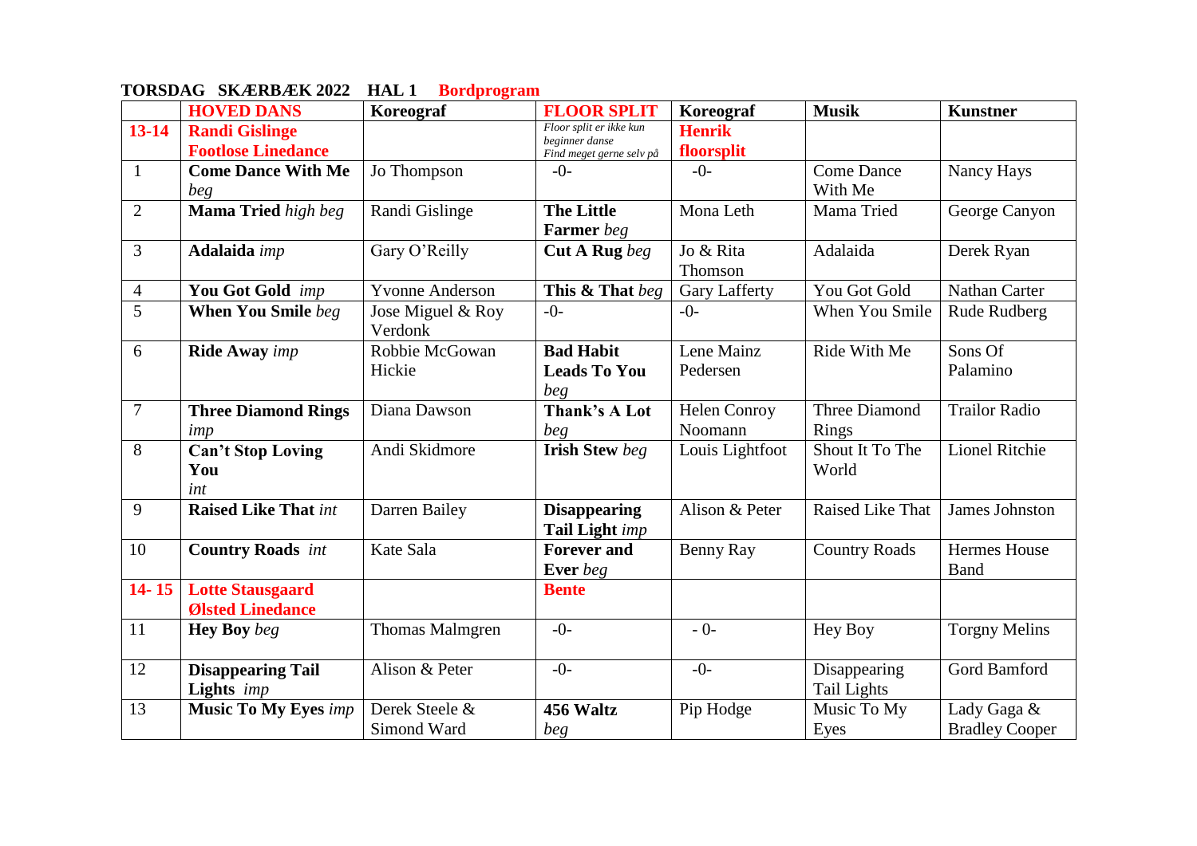**TORSDAG SKÆRBÆK 2022 HAL 1 Bordprogram**

| | HOVED DANS | Koreograf | FLOOR SPLIT | Koreograf | Musik | Kunstner |
|---|---|---|---|---|---|---|
| 13-14 | Randi Gislinge Footlose Linedance | | *Floor split er ikke kun beginner danse Find meget gerne selv på* | Henrik floorsplit | | |
| 1 | **Come Dance With Me** *beg* | Jo Thompson | -0- | -0- | Come Dance With Me | Nancy Hays |
| 2 | **Mama Tried** *high beg* | Randi Gislinge | **The Little Farmer** *beg* | Mona Leth | Mama Tried | George Canyon |
| 3 | **Adalaida** *imp* | Gary O'Reilly | **Cut A Rug** *beg* | Jo & Rita Thomson | Adalaida | Derek Ryan |
| 4 | **You Got Gold** *imp* | Yvonne Anderson | **This & That** *beg* | Gary Lafferty | You Got Gold | Nathan Carter |
| 5 | **When You Smile** *beg* | Jose Miguel & Roy Verdonk | -0- | -0- | When You Smile | Rude Rudberg |
| 6 | **Ride Away** *imp* | Robbie McGowan Hickie | **Bad Habit Leads To You** *beg* | Lene Mainz Pedersen | Ride With Me | Sons Of Palamino |
| 7 | **Three Diamond Rings** *imp* | Diana Dawson | **Thank's A Lot** *beg* | Helen Conroy Noomann | Three Diamond Rings | Trailor Radio |
| 8 | **Can't Stop Loving You** *int* | Andi Skidmore | **Irish Stew** *beg* | Louis Lightfoot | Shout It To The World | Lionel Ritchie |
| 9 | **Raised Like That** *int* | Darren Bailey | **Disappearing Tail Light** *imp* | Alison & Peter | Raised Like That | James Johnston |
| 10 | **Country Roads** *int* | Kate Sala | **Forever and Ever** *beg* | Benny Ray | Country Roads | Hermes House Band |
| 14- 15 | Lotte Stausgaard Ølsted Linedance | | Bente | | | |
| 11 | **Hey Boy** *beg* | Thomas Malmgren | -0- | - 0- | Hey Boy | Torgny Melins |
| 12 | **Disappearing Tail Lights** *imp* | Alison & Peter | -0- | -0- | Disappearing Tail Lights | Gord Bamford |
| 13 | **Music To My Eyes** *imp* | Derek Steele & Simond Ward | **456 Waltz** *beg* | Pip Hodge | Music To My Eyes | Lady Gaga & Bradley Cooper |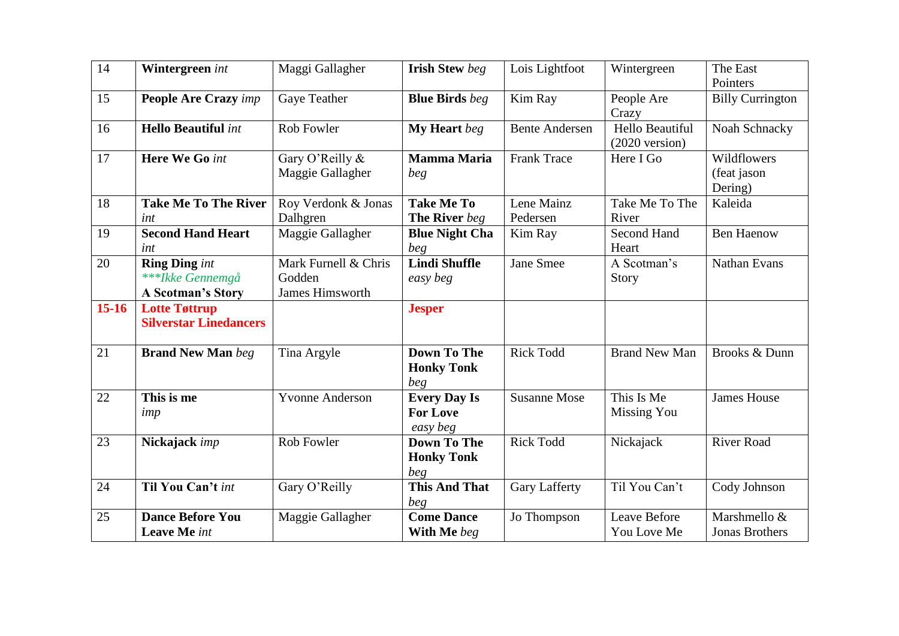| 14 | **Wintergreen** *int* | Maggi Gallagher | **Irish Stew** *beg* | Lois Lightfoot | Wintergreen | The East Pointers |
|---|---|---|---|---|---|---|
| 15 | **People Are Crazy** *imp* | Gaye Teather | **Blue Birds** *beg* | Kim Ray | People Are Crazy | Billy Currington |
| 16 | **Hello Beautiful** *int* | Rob Fowler | **My Heart** *beg* | Bente Andersen | Hello Beautiful (2020 version) | Noah Schnacky |
| 17 | **Here We Go** *int* | Gary O'Reilly & Maggie Gallagher | **Mamma Maria** *beg* | Frank Trace | Here I Go | Wildflowers (feat jason Dering) |
| 18 | **Take Me To The River** *int* | Roy Verdonk & Jonas Dalhgren | **Take Me To The River** *beg* | Lene Mainz Pedersen | Take Me To The River | Kaleida |
| 19 | **Second Hand Heart** *int* | Maggie Gallagher | **Blue Night Cha** *beg* | Kim Ray | Second Hand Heart | Ben Haenow |
| 20 | **Ring Ding** *int* *\*\*\*Ikke Gennemgå* **A Scotman's Story** | Mark Furnell & Chris Godden James Himsworth | **Lindi Shuffle** *easy beg* | Jane Smee | A Scotman's Story | Nathan Evans |
| **15-16** | **Lotte Tøttrup Silverstar Linedancers** | | **Jesper** | | | |
| 21 | **Brand New Man** *beg* | Tina Argyle | **Down To The Honky Tonk** *beg* | Rick Todd | Brand New Man | Brooks & Dunn |
| 22 | **This is me** *imp* | Yvonne Anderson | **Every Day Is For Love** *easy beg* | Susanne Mose | This Is Me Missing You | James House |
| 23 | **Nickajack** *imp* | Rob Fowler | **Down To The Honky Tonk** *beg* | Rick Todd | Nickajack | River Road |
| 24 | **Til You Can't** *int* | Gary O'Reilly | **This And That** *beg* | Gary Lafferty | Til You Can't | Cody Johnson |
| 25 | **Dance Before You Leave Me** *int* | Maggie Gallagher | **Come Dance With Me** *beg* | Jo Thompson | Leave Before You Love Me | Marshmello & Jonas Brothers |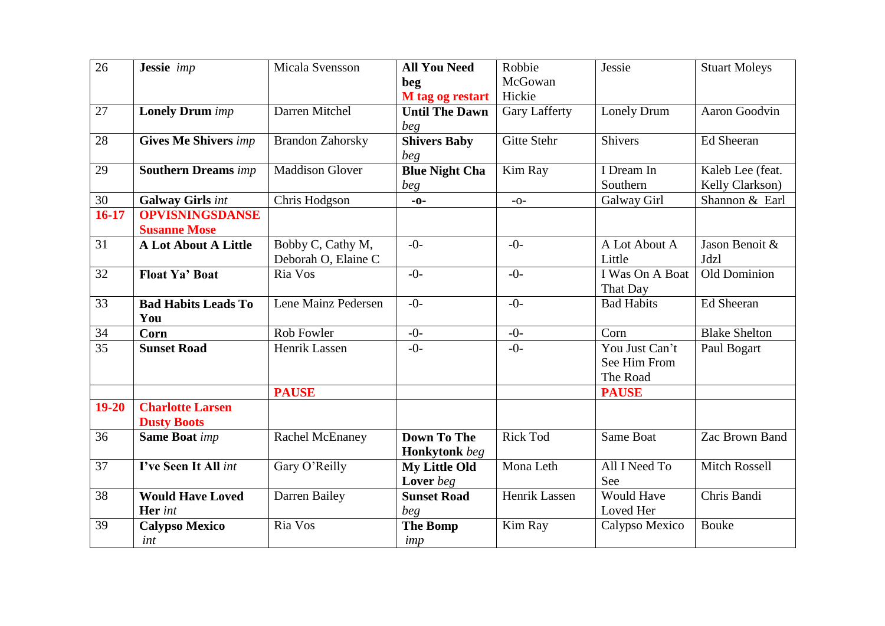| 26 | **Jessie** *imp* | Micala Svensson | **All You Need beg** **M tag og restart** | Robbie McGowan Hickie | Jessie | Stuart Moleys |
|---|---|---|---|---|---|---|
| 27 | **Lonely Drum** *imp* | Darren Mitchel | **Until The Dawn** *beg* | Gary Lafferty | Lonely Drum | Aaron Goodvin |
| 28 | **Gives Me Shivers** *imp* | Brandon Zahorsky | **Shivers Baby** *beg* | Gitte Stehr | Shivers | Ed Sheeran |
| 29 | **Southern Dreams** *imp* | Maddison Glover | **Blue Night Cha** *beg* | Kim Ray | I Dream In Southern | Kaleb Lee (feat. Kelly Clarkson) |
| 30 | **Galway Girls** *int* | Chris Hodgson | **-o-** | -o- | Galway Girl | Shannon & Earl |
| **16-17** | **OPVISNINGSDANSE Susanne Mose** | | | | | |
| 31 | **A Lot About A Little** | Bobby C, Cathy M, Deborah O, Elaine C | -0- | -0- | A Lot About A Little | Jason Benoit & Jdzl |
| 32 | **Float Ya' Boat** | Ria Vos | -0- | -0- | I Was On A Boat That Day | Old Dominion |
| 33 | **Bad Habits Leads To You** | Lene Mainz Pedersen | -0- | -0- | Bad Habits | Ed Sheeran |
| 34 | **Corn** | Rob Fowler | -0- | -0- | Corn | Blake Shelton |
| 35 | **Sunset Road** | Henrik Lassen | -0- | -0- | You Just Can't See Him From The Road | Paul Bogart |
| | | **PAUSE** | | | **PAUSE** | |
| **19-20** | **Charlotte Larsen Dusty Boots** | | | | | |
| 36 | **Same Boat** *imp* | Rachel McEnaney | **Down To The Honkytonk** *beg* | Rick Tod | Same Boat | Zac Brown Band |
| 37 | **I've Seen It All** *int* | Gary O'Reilly | **My Little Old Lover** *beg* | Mona Leth | All I Need To See | Mitch Rossell |
| 38 | **Would Have Loved Her** *int* | Darren Bailey | **Sunset Road** *beg* | Henrik Lassen | Would Have Loved Her | Chris Bandi |
| 39 | **Calypso Mexico** *int* | Ria Vos | **The Bomp** *imp* | Kim Ray | Calypso Mexico | Bouke |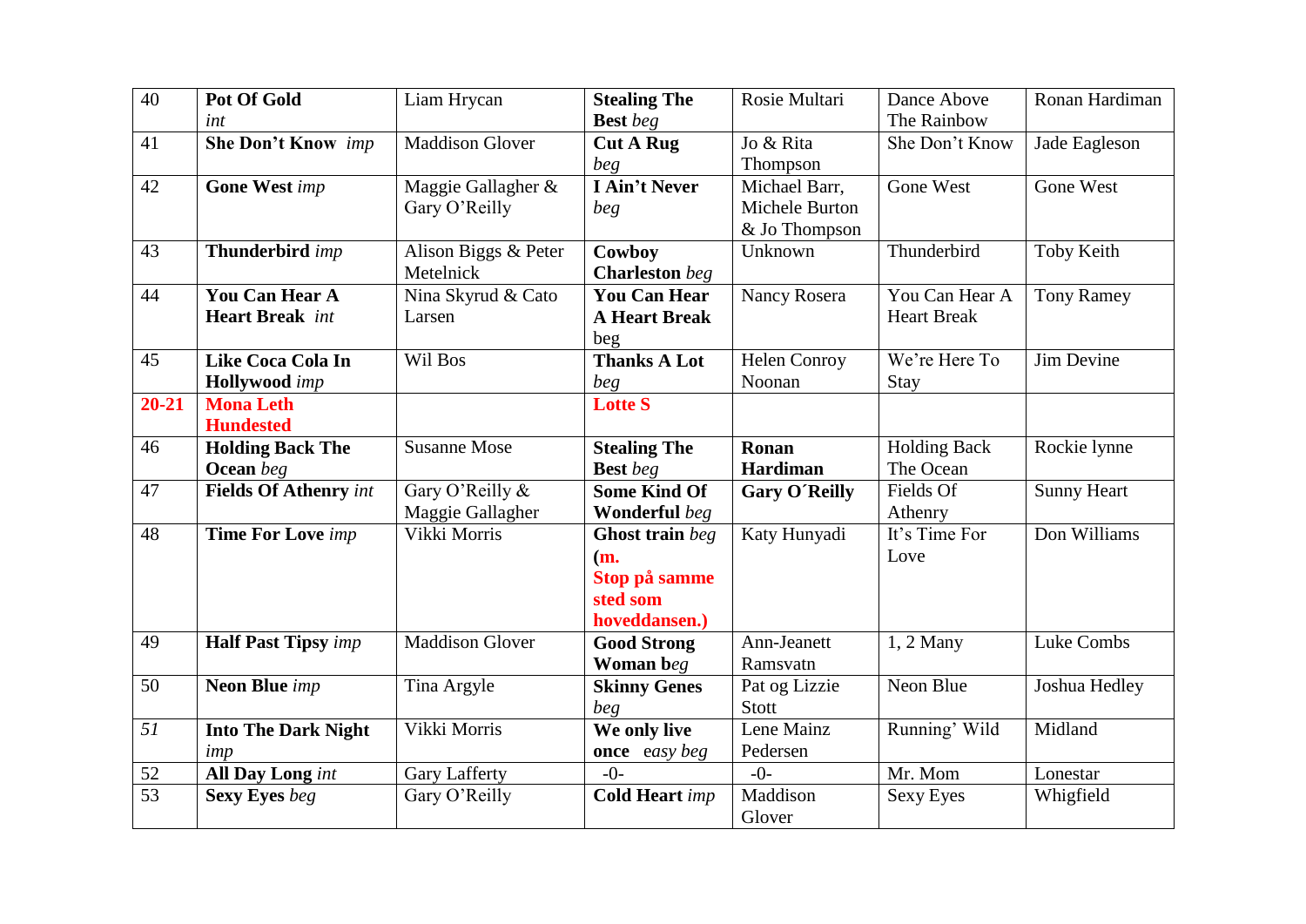| 40 | **Pot Of Gold** *int* | Liam Hrycan | **Stealing The Best** *beg* | Rosie Multari | Dance Above The Rainbow | Ronan Hardiman |
|---|---|---|---|---|---|---|
| 41 | **She Don't Know** *imp* | Maddison Glover | **Cut A Rug** *beg* | Jo & Rita Thompson | She Don't Know | Jade Eagleson |
| 42 | **Gone West** *imp* | Maggie Gallagher & Gary O'Reilly | **I Ain't Never** *beg* | Michael Barr, Michele Burton & Jo Thompson | Gone West | Gone West |
| 43 | **Thunderbird** *imp* | Alison Biggs & Peter Metelnick | **Cowboy Charleston** *beg* | Unknown | Thunderbird | Toby Keith |
| 44 | **You Can Hear A Heart Break** *int* | Nina Skyrud & Cato Larsen | **You Can Hear A Heart Break** beg | Nancy Rosera | You Can Hear A Heart Break | Tony Ramey |
| 45 | **Like Coca Cola In Hollywood** *imp* | Wil Bos | **Thanks A Lot** *beg* | Helen Conroy Noonan | We're Here To Stay | Jim Devine |
| **20-21** | **Mona Leth Hundested** | | **Lotte S** | | | |
| 46 | **Holding Back The Ocean** *beg* | Susanne Mose | **Stealing The Best** *beg* | **Ronan Hardiman** | Holding Back The Ocean | Rockie lynne |
| 47 | **Fields Of Athenry** *int* | Gary O'Reilly & Maggie Gallagher | **Some Kind Of Wonderful** *beg* | **Gary O´Reilly** | Fields Of Athenry | Sunny Heart |
| 48 | **Time For Love** *imp* | Vikki Morris | **Ghost train** *beg* **(m. Stop på samme sted som hoveddansen.)** | Katy Hunyadi | It's Time For Love | Don Williams |
| 49 | **Half Past Tipsy** *imp* | Maddison Glover | **Good Strong Woman** **b***eg* | Ann-Jeanett Ramsvatn | 1, 2 Many | Luke Combs |
| 50 | **Neon Blue** *imp* | Tina Argyle | **Skinny Genes** *beg* | Pat og Lizzie Stott | Neon Blue | Joshua Hedley |
| *51* | **Into The Dark Night** *imp* | Vikki Morris | **We only live once** *easy beg* | Lene Mainz Pedersen | Running' Wild | Midland |
| 52 | **All Day Long** *int* | Gary Lafferty | -0- | -0- | Mr. Mom | Lonestar |
| 53 | **Sexy Eyes** *beg* | Gary O'Reilly | **Cold Heart** *imp* | Maddison Glover | Sexy Eyes | Whigfield |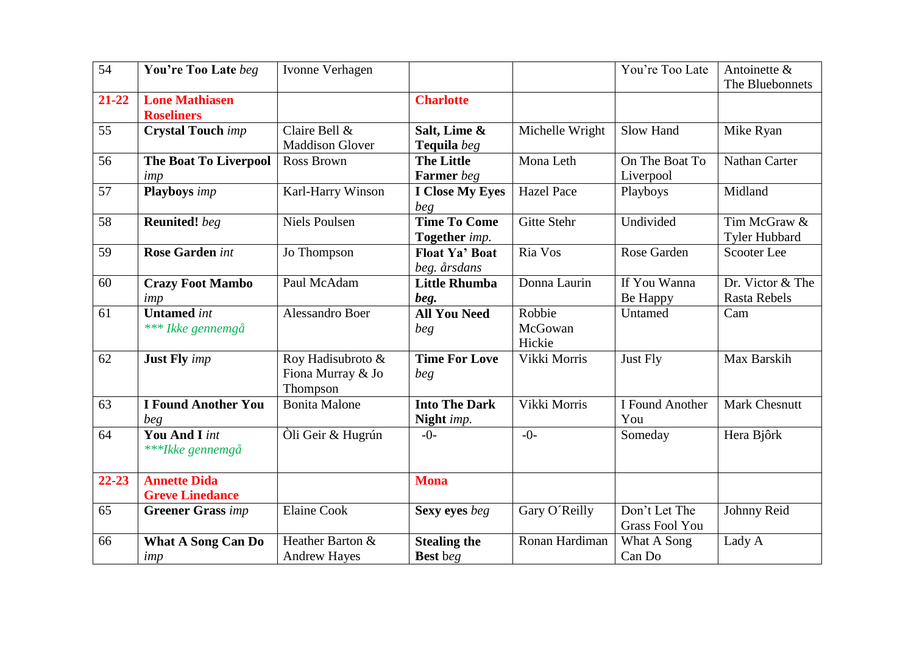| 54 | **You're Too Late** *beg* | Ivonne Verhagen | | | You're Too Late | Antoinette & The Bluebonnets |
|---|---|---|---|---|---|---|
| **21-22** | **Lone Mathiasen Roseliners** | | **Charlotte** | | | |
| 55 | **Crystal Touch** *imp* | Claire Bell & Maddison Glover | **Salt, Lime & Tequila** *beg* | Michelle Wright | Slow Hand | Mike Ryan |
| 56 | **The Boat To Liverpool** *imp* | Ross Brown | **The Little Farmer** *beg* | Mona Leth | On The Boat To Liverpool | Nathan Carter |
| 57 | **Playboys** *imp* | Karl-Harry Winson | **I Close My Eyes** *beg* | Hazel Pace | Playboys | Midland |
| 58 | **Reunited!** *beg* | Niels Poulsen | **Time To Come Together** *imp.* | Gitte Stehr | Undivided | Tim McGraw & Tyler Hubbard |
| 59 | **Rose Garden** *int* | Jo Thompson | **Float Ya' Boat** *beg. årsdans* | Ria Vos | Rose Garden | Scooter Lee |
| 60 | **Crazy Foot Mambo** *imp* | Paul McAdam | **Little Rhumba** ***beg.*** | Donna Laurin | If You Wanna Be Happy | Dr. Victor & The Rasta Rebels |
| 61 | **Untamed** *int* *** *Ikke gennemgå* | Alessandro Boer | **All You Need** *beg* | Robbie McGowan Hickie | Untamed | Cam |
| 62 | **Just Fly** *imp* | Roy Hadisubroto & Fiona Murray & Jo Thompson | **Time For Love** *beg* | Vikki Morris | Just Fly | Max Barskih |
| 63 | **I Found Another You** *beg* | Bonita Malone | **Into The Dark Night** *imp.* | Vikki Morris | I Found Another You | Mark Chesnutt |
| 64 | **You And I** *int* ****Ikke gennemgå* | Òli Geir & Hugrún | -0- | -0- | Someday | Hera Bjôrk |
| **22-23** | **Annette Dida Greve Linedance** | | **Mona** | | | |
| 65 | **Greener Grass** *imp* | Elaine Cook | **Sexy eyes** *beg* | Gary O´Reilly | Don't Let The Grass Fool You | Johnny Reid |
| 66 | **What A Song Can Do** *imp* | Heather Barton & Andrew Hayes | **Stealing the Best** *beg* | Ronan Hardiman | What A Song Can Do | Lady A |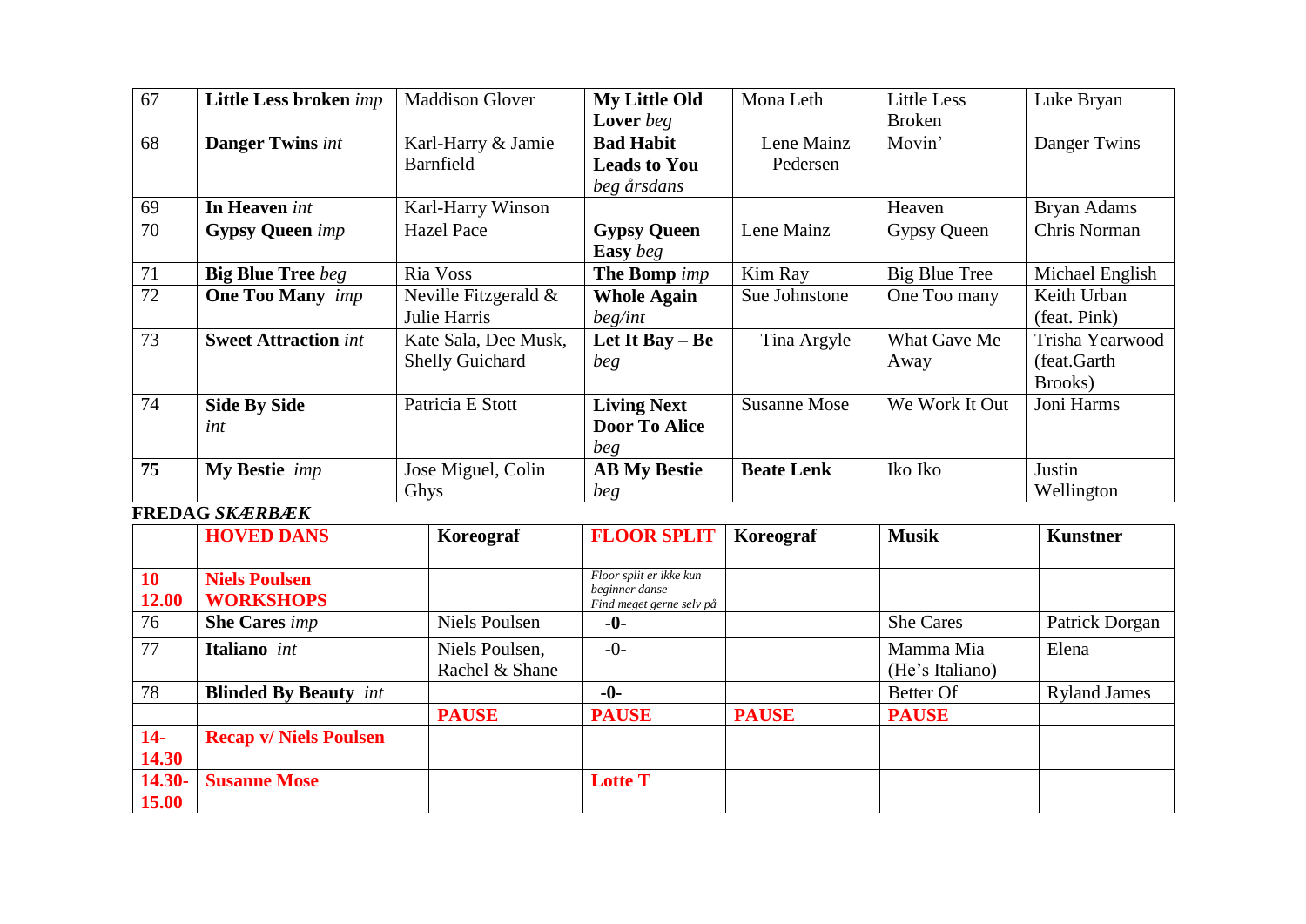| 67 | **Little Less broken** *imp* | Maddison Glover | **My Little Old Lover** *beg* | Mona Leth | Little Less Broken | Luke Bryan |
|---|---|---|---|---|---|---|
| 68 | **Danger Twins** *int* | Karl-Harry & Jamie Barnfield | **Bad Habit Leads to You** *beg årsdans* | Lene Mainz Pedersen | Movin' | Danger Twins |
| 69 | **In Heaven** *int* | Karl-Harry Winson | | | Heaven | Bryan Adams |
| 70 | **Gypsy Queen** *imp* | Hazel Pace | **Gypsy Queen Easy** *beg* | Lene Mainz | Gypsy Queen | Chris Norman |
| 71 | **Big Blue Tree** *beg* | Ria Voss | **The Bomp** *imp* | Kim Ray | Big Blue Tree | Michael English |
| 72 | **One Too Many** *imp* | Neville Fitzgerald & Julie Harris | **Whole Again** *beg/int* | Sue Johnstone | One Too many | Keith Urban (feat. Pink) |
| 73 | **Sweet Attraction** *int* | Kate Sala, Dee Musk, Shelly Guichard | **Let It Bay – Be** *beg* | Tina Argyle | What Gave Me Away | Trisha Yearwood (feat.Garth Brooks) |
| 74 | **Side By Side** *int* | Patricia E Stott | **Living Next Door To Alice** *beg* | Susanne Mose | We Work It Out | Joni Harms |
| **75** | **My Bestie** *imp* | Jose Miguel, Colin Ghys | **AB My Bestie** *beg* | **Beate Lenk** | Iko Iko | Justin Wellington |

**FREDAG** ***SKÆRBÆK***

| | **HOVED DANS** | **Koreograf** | **FLOOR SPLIT** | **Koreograf** | **Musik** | **Kunstner** |
|---|---|---|---|---|---|---|
| **10 12.00** | **Niels Poulsen WORKSHOPS** | | *Floor split er ikke kun beginner danse Find meget gerne selv på* | | | |
| 76 | **She Cares** *imp* | Niels Poulsen | **-0-** | | She Cares | Patrick Dorgan |
| 77 | **Italiano** *int* | Niels Poulsen, Rachel & Shane | -0- | | Mamma Mia (He's Italiano) | Elena |
| 78 | **Blinded By Beauty** *int* | | **-0-** | | Better Of | Ryland James |
| | | **PAUSE** | **PAUSE** | **PAUSE** | **PAUSE** | |
| **14- 14.30** | **Recap v/ Niels Poulsen** | | | | | |
| **14.30- 15.00** | **Susanne Mose** | | **Lotte T** | | | |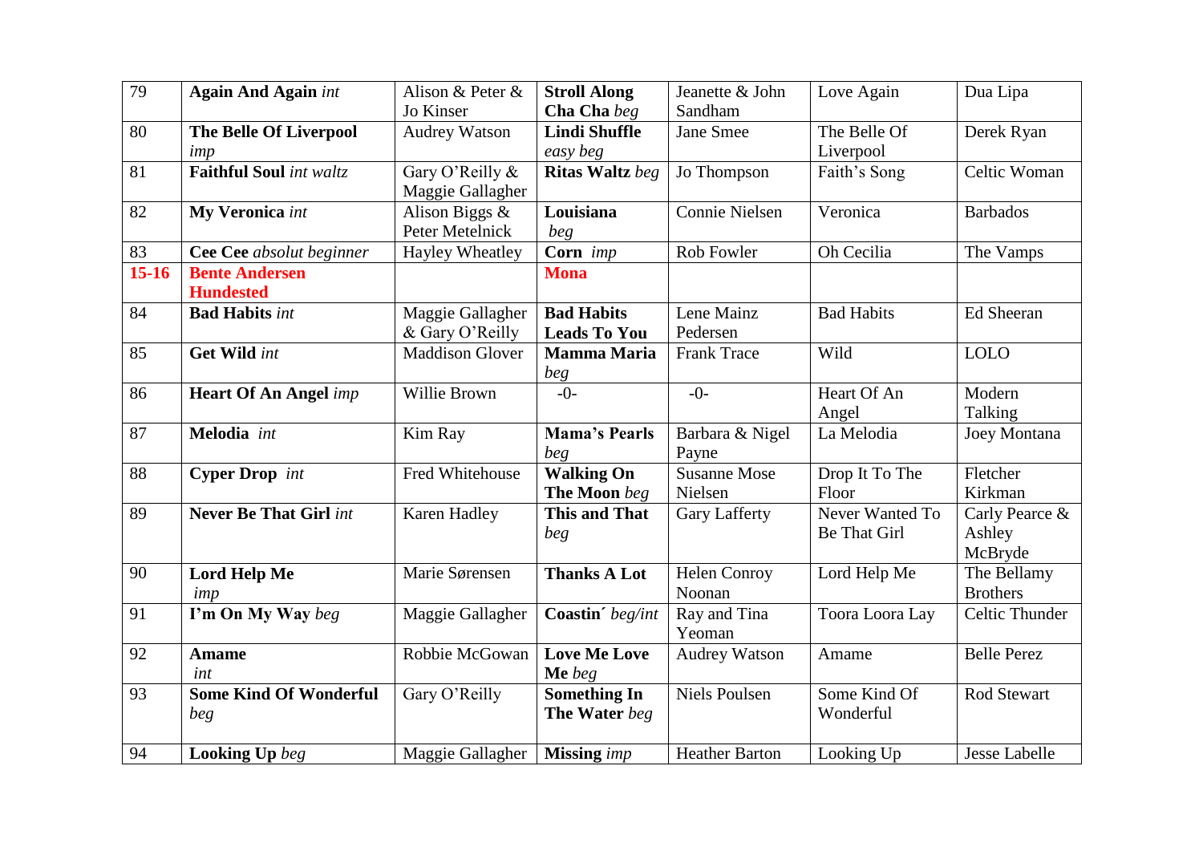| 79 | **Again And Again** *int* | Alison & Peter & Jo Kinser | **Stroll Along Cha Cha** *beg* | Jeanette & John Sandham | Love Again | Dua Lipa |
|---|---|---|---|---|---|---|
| 80 | **The Belle Of Liverpool** *imp* | Audrey Watson | **Lindi Shuffle** *easy beg* | Jane Smee | The Belle Of Liverpool | Derek Ryan |
| 81 | **Faithful Soul** *int waltz* | Gary O'Reilly & Maggie Gallagher | **Ritas Waltz** *beg* | Jo Thompson | Faith's Song | Celtic Woman |
| 82 | **My Veronica** *int* | Alison Biggs & Peter Metelnick | **Louisiana** *beg* | Connie Nielsen | Veronica | Barbados |
| 83 | **Cee Cee** *absolut beginner* | Hayley Wheatley | **Corn** *imp* | Rob Fowler | Oh Cecilia | The Vamps |
| **15-16** | **Bente Andersen Hundested** | | **Mona** | | | |
| 84 | **Bad Habits** *int* | Maggie Gallagher & Gary O'Reilly | **Bad Habits Leads To You** | Lene Mainz Pedersen | Bad Habits | Ed Sheeran |
| 85 | **Get Wild** *int* | Maddison Glover | **Mamma Maria** *beg* | Frank Trace | Wild | LOLO |
| 86 | **Heart Of An Angel** *imp* | Willie Brown | -0- | -0- | Heart Of An Angel | Modern Talking |
| 87 | **Melodia** *int* | Kim Ray | **Mama's Pearls** *beg* | Barbara & Nigel Payne | La Melodia | Joey Montana |
| 88 | **Cyper Drop** *int* | Fred Whitehouse | **Walking On The Moon** *beg* | Susanne Mose Nielsen | Drop It To The Floor | Fletcher Kirkman |
| 89 | **Never Be That Girl** *int* | Karen Hadley | **This and That** *beg* | Gary Lafferty | Never Wanted To Be That Girl | Carly Pearce & Ashley McBryde |
| 90 | **Lord Help Me** *imp* | Marie Sørensen | **Thanks A Lot** | Helen Conroy Noonan | Lord Help Me | The Bellamy Brothers |
| 91 | **I'm On My Way** *beg* | Maggie Gallagher | **Coastin´** *beg/int* | Ray and Tina Yeoman | Toora Loora Lay | Celtic Thunder |
| 92 | **Amame** *int* | Robbie McGowan | **Love Me Love Me** *beg* | Audrey Watson | Amame | Belle Perez |
| 93 | **Some Kind Of Wonderful** *beg* | Gary O'Reilly | **Something In The Water** *beg* | Niels Poulsen | Some Kind Of Wonderful | Rod Stewart |
| 94 | **Looking Up** *beg* | Maggie Gallagher | **Missing** *imp* | Heather Barton | Looking Up | Jesse Labelle |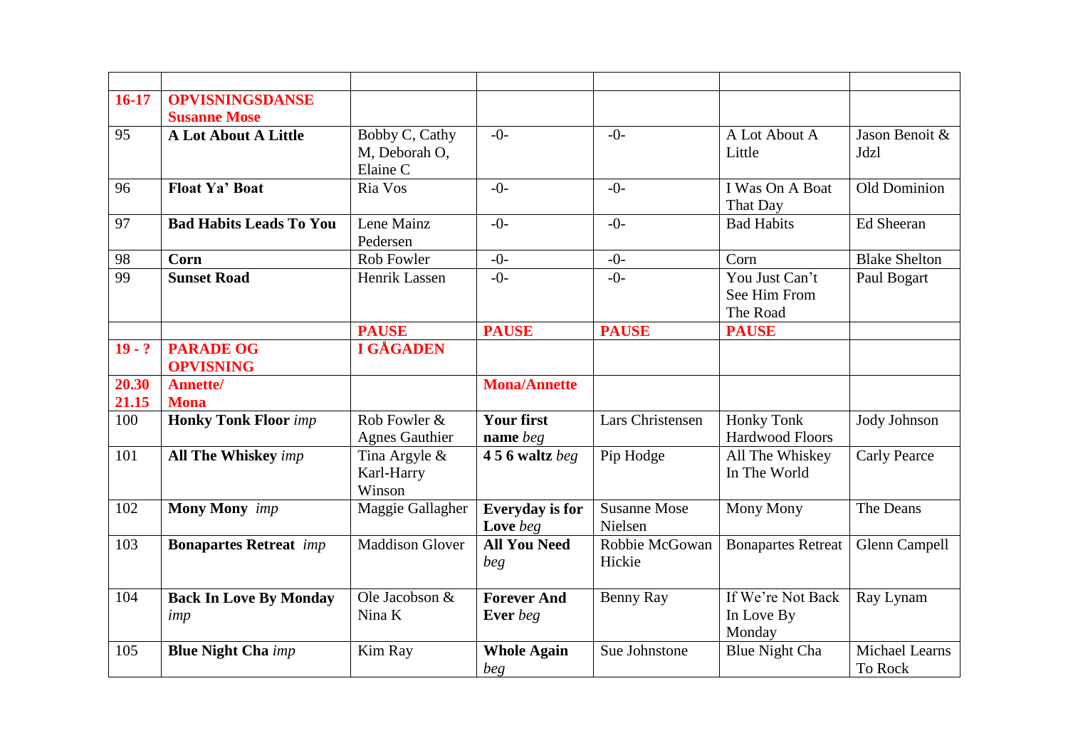| | | | | | | |
|---|---|---|---|---|---|---|
| **16-17** | **OPVISNINGSDANSE Susanne Mose** | | | | | |
| 95 | **A Lot About A Little** | Bobby C, Cathy M, Deborah O, Elaine C | -0- | -0- | A Lot About A Little | Jason Benoit & Jdzl |
| 96 | **Float Ya' Boat** | Ria Vos | -0- | -0- | I Was On A Boat That Day | Old Dominion |
| 97 | **Bad Habits Leads To You** | Lene Mainz Pedersen | -0- | -0- | Bad Habits | Ed Sheeran |
| 98 | **Corn** | Rob Fowler | -0- | -0- | Corn | Blake Shelton |
| 99 | **Sunset Road** | Henrik Lassen | -0- | -0- | You Just Can't See Him From The Road | Paul Bogart |
| | | **PAUSE** | **PAUSE** | **PAUSE** | **PAUSE** | |
| **19 - ?** | **PARADE OG OPVISNING** | **I GÅGADEN** | | | | |
| **20.30 21.15** | **Annette/ Mona** | | **Mona/Annette** | | | |
| 100 | **Honky Tonk Floor** *imp* | Rob Fowler & Agnes Gauthier | **Your first name** *beg* | Lars Christensen | Honky Tonk Hardwood Floors | Jody Johnson |
| 101 | **All The Whiskey** *imp* | Tina Argyle & Karl-Harry Winson | **4 5 6 waltz** *beg* | Pip Hodge | All The Whiskey In The World | Carly Pearce |
| 102 | **Mony Mony** *imp* | Maggie Gallagher | **Everyday is for Love** *beg* | Susanne Mose Nielsen | Mony Mony | The Deans |
| 103 | **Bonapartes Retreat** *imp* | Maddison Glover | **All You Need** *beg* | Robbie McGowan Hickie | Bonapartes Retreat | Glenn Campell |
| 104 | **Back In Love By Monday** *imp* | Ole Jacobson & Nina K | **Forever And Ever** *beg* | Benny Ray | If We're Not Back In Love By Monday | Ray Lynam |
| 105 | **Blue Night Cha** *imp* | Kim Ray | **Whole Again** *beg* | Sue Johnstone | Blue Night Cha | Michael Learns To Rock |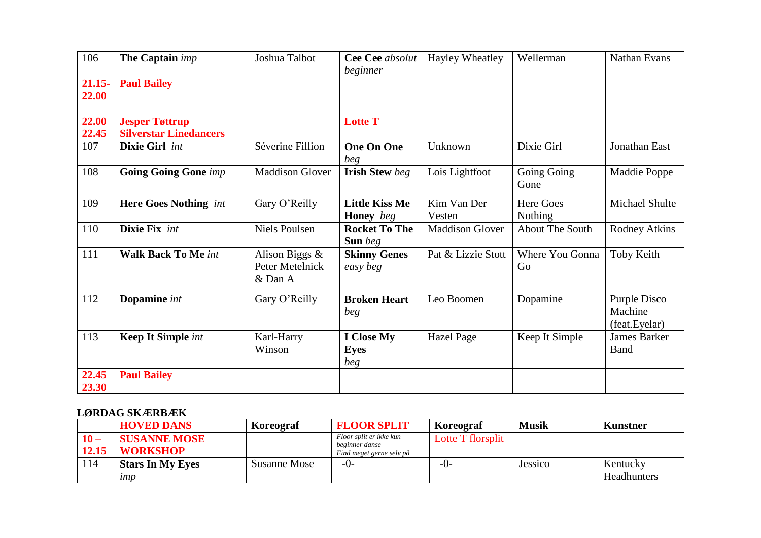| 106 | **The Captain** *imp* | Joshua Talbot | **Cee Cee** *absolut beginner* | Hayley Wheatley | Wellerman | Nathan Evans |
|---|---|---|---|---|---|---|
| **21.15-22.00** | **Paul Bailey** | | | | | |
| **22.00 22.45** | **Jesper Tøttrup Silverstar Linedancers** | | **Lotte T** | | | |
| 107 | **Dixie Girl** *int* | Séverine Fillion | **One On One** *beg* | Unknown | Dixie Girl | Jonathan East |
| 108 | **Going Going Gone** *imp* | Maddison Glover | **Irish Stew** *beg* | Lois Lightfoot | Going Going Gone | Maddie Poppe |
| 109 | **Here Goes Nothing** *int* | Gary O'Reilly | **Little Kiss Me Honey** *beg* | Kim Van Der Vesten | Here Goes Nothing | Michael Shulte |
| 110 | **Dixie Fix** *int* | Niels Poulsen | **Rocket To The Sun** *beg* | Maddison Glover | About The South | Rodney Atkins |
| 111 | **Walk Back To Me** *int* | Alison Biggs & Peter Metelnick & Dan A | **Skinny Genes** *easy beg* | Pat & Lizzie Stott | Where You Gonna Go | Toby Keith |
| 112 | **Dopamine** *int* | Gary O'Reilly | **Broken Heart** *beg* | Leo Boomen | Dopamine | Purple Disco Machine (feat.Eyelar) |
| 113 | **Keep It Simple** *int* | Karl-Harry Winson | **I Close My Eyes** *beg* | Hazel Page | Keep It Simple | James Barker Band |
| **22.45 23.30** | **Paul Bailey** | | | | | |

**LØRDAG SKÆRBÆK**

| | **HOVED DANS** | **Koreograf** | **FLOOR SPLIT** | **Koreograf** | **Musik** | **Kunstner** |
|---|---|---|---|---|---|---|
| **10 – 12.15** | **SUSANNE MOSE WORKSHOP** | | *Floor split er ikke kun beginner danse Find meget gerne selv på* | Lotte T florsplit | | |
| 114 | **Stars In My Eyes** *imp* | Susanne Mose | -0- | -0- | Jessico | Kentucky Headhunters |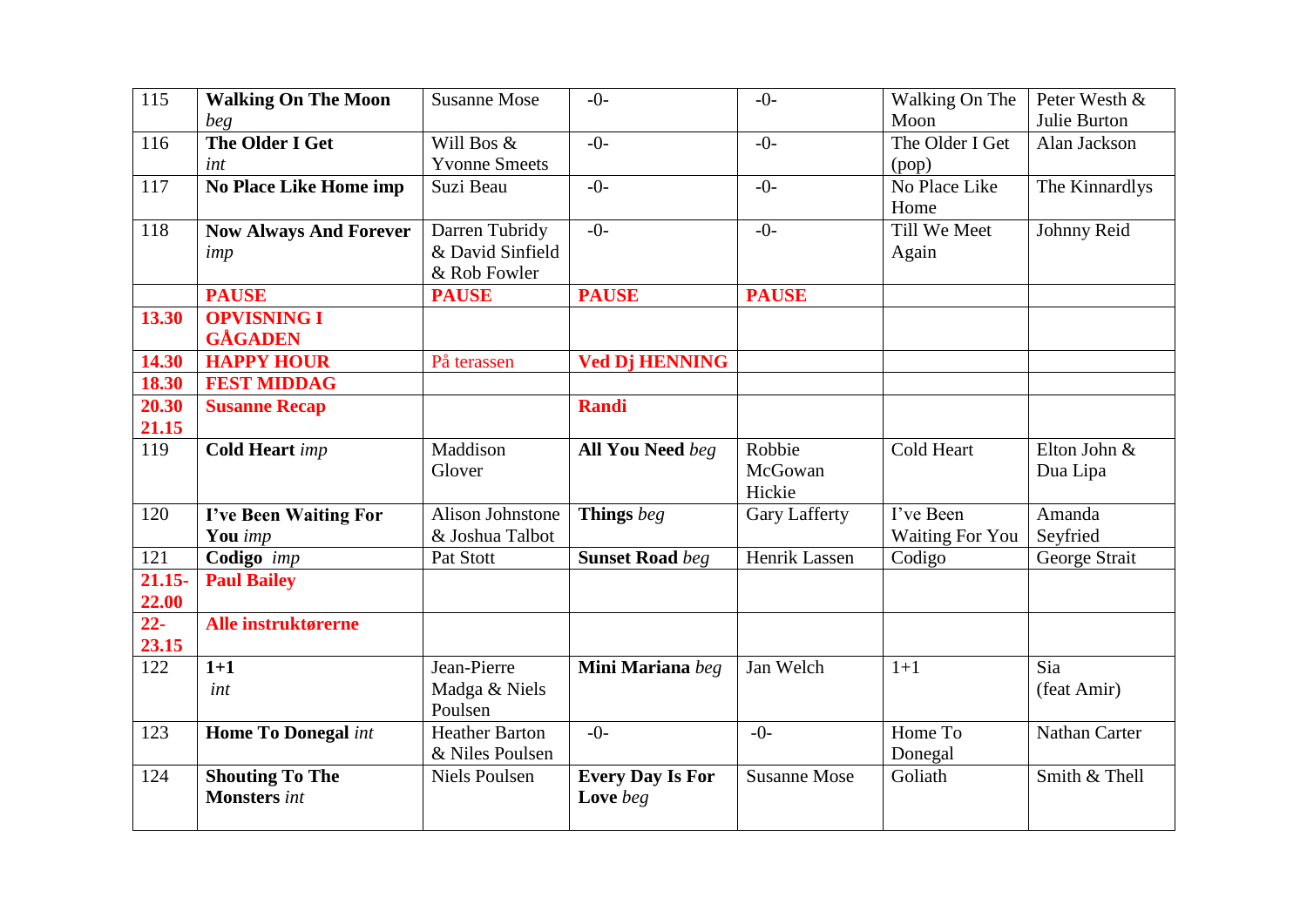| 115 | **Walking On The Moon** *beg* | Susanne Mose | -0- | -0- | Walking On The Moon | Peter Westh & Julie Burton |
|---|---|---|---|---|---|---|
| 116 | **The Older I Get** *int* | Will Bos & Yvonne Smeets | -0- | -0- | The Older I Get (pop) | Alan Jackson |
| 117 | **No Place Like Home imp** | Suzi Beau | -0- | -0- | No Place Like Home | The Kinnardlys |
| 118 | **Now Always And Forever** *imp* | Darren Tubridy & David Sinfield & Rob Fowler | -0- | -0- | Till We Meet Again | Johnny Reid |
| | **PAUSE** | **PAUSE** | **PAUSE** | **PAUSE** | | |
| **13.30** | **OPVISNING I GÅGADEN** | | | | | |
| **14.30** | **HAPPY HOUR** | På terassen | **Ved Dj HENNING** | | | |
| **18.30** | **FEST MIDDAG** | | | | | |
| **20.30 21.15** | **Susanne Recap** | | **Randi** | | | |
| 119 | **Cold Heart** *imp* | Maddison Glover | **All You Need** *beg* | Robbie McGowan Hickie | Cold Heart | Elton John & Dua Lipa |
| 120 | **I've Been Waiting For You** *imp* | Alison Johnstone & Joshua Talbot | **Things** *beg* | Gary Lafferty | I've Been Waiting For You | Amanda Seyfried |
| 121 | **Codigo** *imp* | Pat Stott | **Sunset Road** *beg* | Henrik Lassen | Codigo | George Strait |
| **21.15- 22.00** | **Paul Bailey** | | | | | |
| **22- 23.15** | **Alle instruktørerne** | | | | | |
| 122 | **1+1** *int* | Jean-Pierre Madga & Niels Poulsen | **Mini Mariana** *beg* | Jan Welch | 1+1 | Sia (feat Amir) |
| 123 | **Home To Donegal** *int* | Heather Barton & Niles Poulsen | -0- | -0- | Home To Donegal | Nathan Carter |
| 124 | **Shouting To The Monsters** *int* | Niels Poulsen | **Every Day Is For Love** *beg* | Susanne Mose | Goliath | Smith & Thell |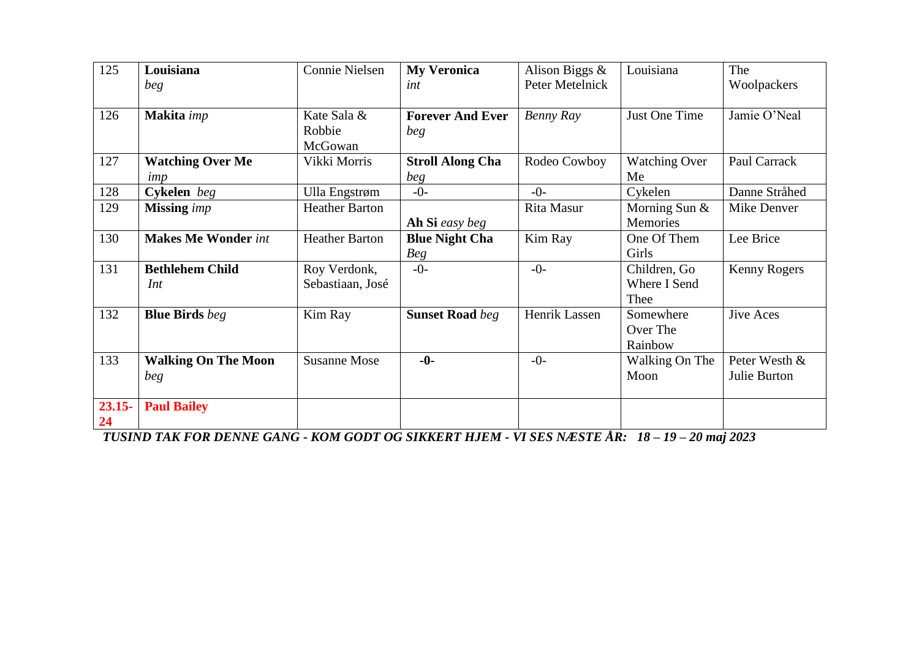| | | | | | | |
|---|---|---|---|---|---|---|
| 125 | **Louisiana** *beg* | Connie Nielsen | **My Veronica** *int* | Alison Biggs & Peter Metelnick | Louisiana | The Woolpackers |
| 126 | **Makita** *imp* | Kate Sala & Robbie McGowan | **Forever And Ever** *beg* | *Benny Ray* | Just One Time | Jamie O'Neal |
| 127 | **Watching Over Me** *imp* | Vikki Morris | **Stroll Along Cha** *beg* | Rodeo Cowboy | Watching Over Me | Paul Carrack |
| 128 | **Cykelen** *beg* | Ulla Engstrøm | -0- | -0- | Cykelen | Danne Stråhed |
| 129 | **Missing** *imp* | Heather Barton | **Ah Si** *easy beg* | Rita Masur | Morning Sun & Memories | Mike Denver |
| 130 | **Makes Me Wonder** *int* | Heather Barton | **Blue Night Cha** *Beg* | Kim Ray | One Of Them Girls | Lee Brice |
| 131 | **Bethlehem Child** *Int* | Roy Verdonk, Sebastiaan, José | -0- | -0- | Children, Go Where I Send Thee | Kenny Rogers |
| 132 | **Blue Birds** *beg* | Kim Ray | **Sunset Road** *beg* | Henrik Lassen | Somewhere Over The Rainbow | Jive Aces |
| 133 | **Walking On The Moon** *beg* | Susanne Mose | **-0-** | -0- | Walking On The Moon | Peter Westh & Julie Burton |
| **23.15-24** | **Paul Bailey** | | | | | |

***TUSIND TAK FOR DENNE GANG - KOM GODT OG SIKKERT HJEM - VI SES NÆSTE ÅR: 18 – 19 – 20 maj 2023***